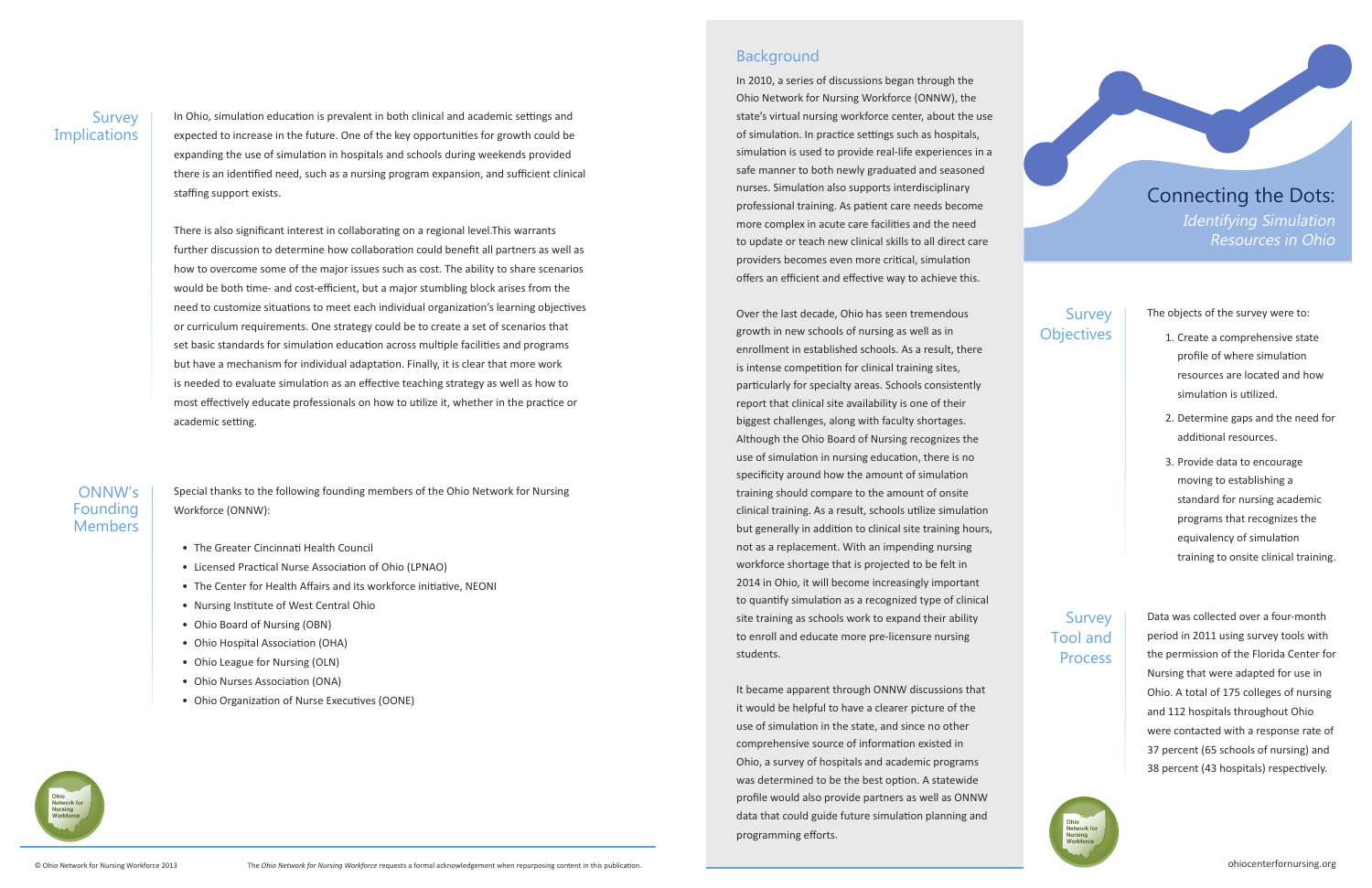# Connecting the Dots:

*Identifying Simulation Resources in Ohio*

## Background

In 2010, a series of discussions began through the Ohio Network for Nursing Workforce (ONNW), the state's virtual nursing workforce center, about the use of simulation. In practice settings such as hospitals, simulation is used to provide real-life experiences in a safe manner to both newly graduated and seasoned nurses. Simulation also supports interdisciplinary professional training. As patient care needs become more complex in acute care facilities and the need to update or teach new clinical skills to all direct care providers becomes even more critical, simulation offers an efficient and effective way to achieve this.

Over the last decade, Ohio has seen tremendous growth in new schools of nursing as well as in enrollment in established schools. As a result, there is intense competition for clinical training sites, particularly for specialty areas. Schools consistently report that clinical site availability is one of their biggest challenges, along with faculty shortages. Although the Ohio Board of Nursing recognizes the use of simulation in nursing education, there is no specificity around how the amount of simulation training should compare to the amount of onsite clinical training. As a result, schools utilize simulation but generally in addition to clinical site training hours, not as a replacement. With an impending nursing workforce shortage that is projected to be felt in 2014 in Ohio, it will become increasingly important to quantify simulation as a recognized type of clinical site training as schools work to expand their ability to enroll and educate more pre-licensure nursing students.

It became apparent through ONNW discussions that it would be helpful to have a clearer picture of the use of simulation in the state, and since no other comprehensive source of information existed in Ohio, a survey of hospitals and academic programs was determined to be the best option. A statewide profile would also provide partners as well as ONNW data that could guide future simulation planning and programming efforts.

## Survey Objectives

The objects of the survey were to:

1. Create a comprehensive state profile of where simulation resources are located and how simulation is utilized.
2. Determine gaps and the need for additional resources.
3. Provide data to encourage moving to establishing a standard for nursing academic programs that recognizes the equivalency of simulation training to onsite clinical training.

## Survey Tool and Process

Data was collected over a four-month period in 2011 using survey tools with the permission of the Florida Center for Nursing that were adapted for use in Ohio. A total of 175 colleges of nursing and 112 hospitals throughout Ohio were contacted with a response rate of 37 percent (65 schools of nursing) and 38 percent (43 hospitals) respectively.

## Survey Implications

In Ohio, simulation education is prevalent in both clinical and academic settings and expected to increase in the future. One of the key opportunities for growth could be expanding the use of simulation in hospitals and schools during weekends provided there is an identified need, such as a nursing program expansion, and sufficient clinical staffing support exists.

There is also significant interest in collaborating on a regional level.This warrants further discussion to determine how collaboration could benefit all partners as well as how to overcome some of the major issues such as cost. The ability to share scenarios would be both time- and cost-efficient, but a major stumbling block arises from the need to customize situations to meet each individual organization's learning objectives or curriculum requirements. One strategy could be to create a set of scenarios that set basic standards for simulation education across multiple facilities and programs but have a mechanism for individual adaptation. Finally, it is clear that more work is needed to evaluate simulation as an effective teaching strategy as well as how to most effectively educate professionals on how to utilize it, whether in the practice or academic setting.

## ONNW's Founding Members

Special thanks to the following founding members of the Ohio Network for Nursing Workforce (ONNW):

- The Greater Cincinnati Health Council
- Licensed Practical Nurse Association of Ohio (LPNAO)
- The Center for Health Affairs and its workforce initiative, NEONI
- Nursing Institute of West Central Ohio
- Ohio Board of Nursing (OBN)
- Ohio Hospital Association (OHA)
- Ohio League for Nursing (OLN)
- Ohio Nurses Association (ONA)
- Ohio Organization of Nurse Executives (OONE)

© Ohio Network for Nursing Workforce 2013

The *Ohio Network for Nursing Workforce* requests a formal acknowledgement when repurposing content in this publication.

ohiocenterfornursing.org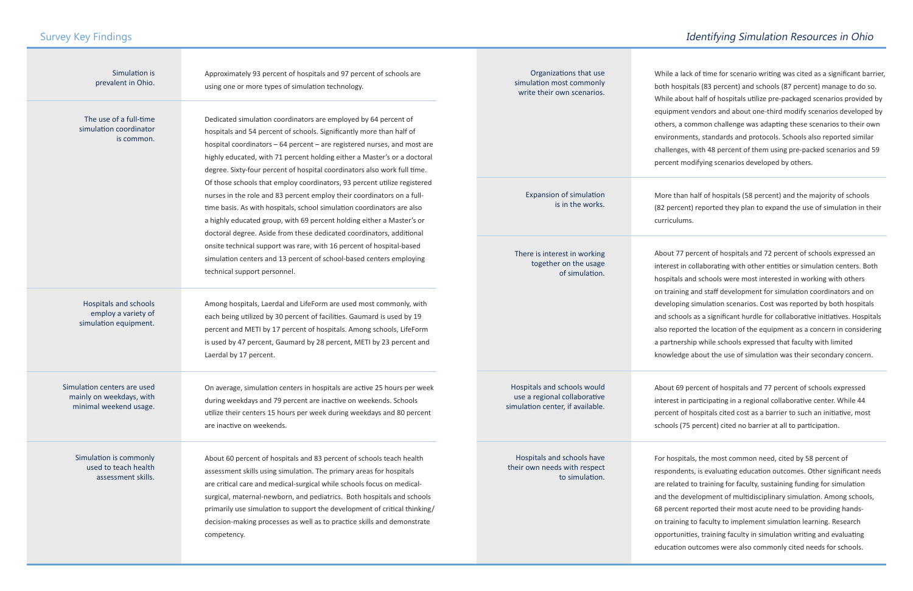## Survey Key Findings

**Simulation is prevalent in Ohio.**

Approximately 93 percent of hospitals and 97 percent of schools are using one or more types of simulation technology.

**The use of a full-time simulation coordinator is common.**

Dedicated simulation coordinators are employed by 64 percent of hospitals and 54 percent of schools. Significantly more than half of hospital coordinators – 64 percent – are registered nurses, and most are highly educated, with 71 percent holding either a Master's or a doctoral degree. Sixty-four percent of hospital coordinators also work full time. Of those schools that employ coordinators, 93 percent utilize registered nurses in the role and 83 percent employ their coordinators on a full-time basis. As with hospitals, school simulation coordinators are also a highly educated group, with 69 percent holding either a Master's or doctoral degree. Aside from these dedicated coordinators, additional onsite technical support was rare, with 16 percent of hospital-based simulation centers and 13 percent of school-based centers employing technical support personnel.

**Hospitals and schools employ a variety of simulation equipment.**

Among hospitals, Laerdal and LifeForm are used most commonly, with each being utilized by 30 percent of facilities. Gaumard is used by 19 percent and METI by 17 percent of hospitals. Among schools, LifeForm is used by 47 percent, Gaumard by 28 percent, METI by 23 percent and Laerdal by 17 percent.

**Simulation centers are used mainly on weekdays, with minimal weekend usage.**

On average, simulation centers in hospitals are active 25 hours per week during weekdays and 79 percent are inactive on weekends. Schools utilize their centers 15 hours per week during weekdays and 80 percent are inactive on weekends.

**Simulation is commonly used to teach health assessment skills.**

About 60 percent of hospitals and 83 percent of schools teach health assessment skills using simulation. The primary areas for hospitals are critical care and medical-surgical while schools focus on medical-surgical, maternal-newborn, and pediatrics. Both hospitals and schools primarily use simulation to support the development of critical thinking/decision-making processes as well as to practice skills and demonstrate competency.

**Organizations that use simulation most commonly write their own scenarios.**

While a lack of time for scenario writing was cited as a significant barrier, both hospitals (83 percent) and schools (87 percent) manage to do so. While about half of hospitals utilize pre-packaged scenarios provided by equipment vendors and about one-third modify scenarios developed by others, a common challenge was adapting these scenarios to their own environments, standards and protocols. Schools also reported similar challenges, with 48 percent of them using pre-packed scenarios and 59 percent modifying scenarios developed by others.

**Expansion of simulation is in the works.**

More than half of hospitals (58 percent) and the majority of schools (82 percent) reported they plan to expand the use of simulation in their curriculums.

**There is interest in working together on the usage of simulation.**

About 77 percent of hospitals and 72 percent of schools expressed an interest in collaborating with other entities or simulation centers. Both hospitals and schools were most interested in working with others on training and staff development for simulation coordinators and on developing simulation scenarios. Cost was reported by both hospitals and schools as a significant hurdle for collaborative initiatives. Hospitals also reported the location of the equipment as a concern in considering a partnership while schools expressed that faculty with limited knowledge about the use of simulation was their secondary concern.

**Hospitals and schools would use a regional collaborative simulation center, if available.**

About 69 percent of hospitals and 77 percent of schools expressed interest in participating in a regional collaborative center. While 44 percent of hospitals cited cost as a barrier to such an initiative, most schools (75 percent) cited no barrier at all to participation.

**Hospitals and schools have their own needs with respect to simulation.**

For hospitals, the most common need, cited by 58 percent of respondents, is evaluating education outcomes. Other significant needs are related to training for faculty, sustaining funding for simulation and the development of multidisciplinary simulation. Among schools, 68 percent reported their most acute need to be providing hands-on training to faculty to implement simulation learning. Research opportunities, training faculty in simulation writing and evaluating education outcomes were also commonly cited needs for schools.